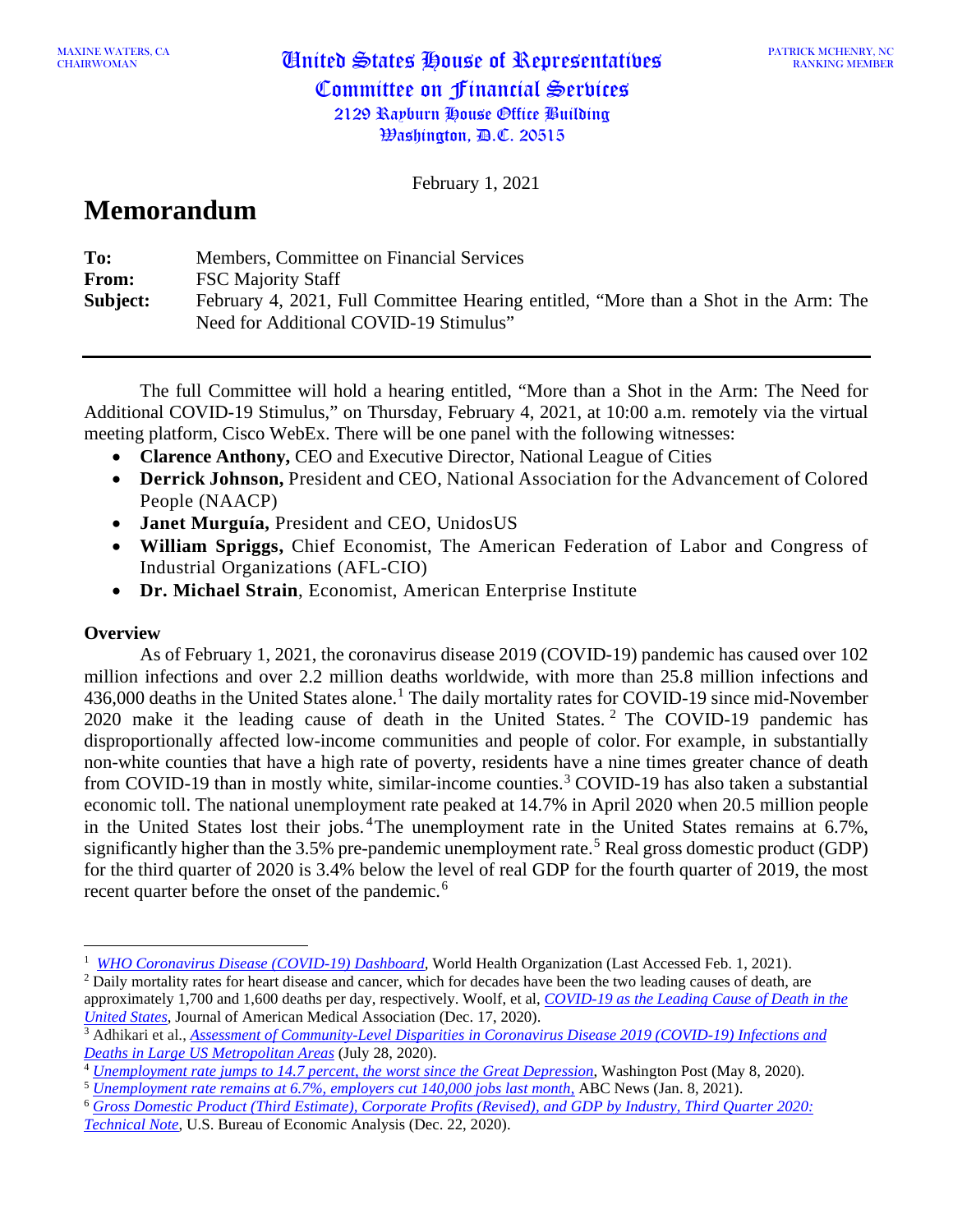MAXINE WATERS, CA
CHAIRWOMAN

United States House of Representatives
Committee on Financial Services
2129 Rayburn House Office Building
Washington, D.C. 20515

PATRICK MCHENRY, NC
RANKING MEMBER

February 1, 2021

# Memorandum

**To:** Members, Committee on Financial Services
**From:** FSC Majority Staff
**Subject:** February 4, 2021, Full Committee Hearing entitled, "More than a Shot in the Arm: The Need for Additional COVID-19 Stimulus"

---

The full Committee will hold a hearing entitled, "More than a Shot in the Arm: The Need for Additional COVID-19 Stimulus," on Thursday, February 4, 2021, at 10:00 a.m. remotely via the virtual meeting platform, Cisco WebEx. There will be one panel with the following witnesses:

- **Clarence Anthony,** CEO and Executive Director, National League of Cities
- **Derrick Johnson,** President and CEO, National Association for the Advancement of Colored People (NAACP)
- **Janet Murguía,** President and CEO, UnidosUS
- **William Spriggs,** Chief Economist, The American Federation of Labor and Congress of Industrial Organizations (AFL-CIO)
- **Dr. Michael Strain**, Economist, American Enterprise Institute

**Overview**

As of February 1, 2021, the coronavirus disease 2019 (COVID-19) pandemic has caused over 102 million infections and over 2.2 million deaths worldwide, with more than 25.8 million infections and 436,000 deaths in the United States alone.[1] The daily mortality rates for COVID-19 since mid-November 2020 make it the leading cause of death in the United States.[2] The COVID-19 pandemic has disproportionally affected low-income communities and people of color. For example, in substantially non-white counties that have a high rate of poverty, residents have a nine times greater chance of death from COVID-19 than in mostly white, similar-income counties.[3] COVID-19 has also taken a substantial economic toll. The national unemployment rate peaked at 14.7% in April 2020 when 20.5 million people in the United States lost their jobs.[4] The unemployment rate in the United States remains at 6.7%, significantly higher than the 3.5% pre-pandemic unemployment rate.[5] Real gross domestic product (GDP) for the third quarter of 2020 is 3.4% below the level of real GDP for the fourth quarter of 2019, the most recent quarter before the onset of the pandemic.[6]

---

[1] *WHO Coronavirus Disease (COVID-19) Dashboard*, World Health Organization (Last Accessed Feb. 1, 2021).

[2] Daily mortality rates for heart disease and cancer, which for decades have been the two leading causes of death, are approximately 1,700 and 1,600 deaths per day, respectively. Woolf, et al, *COVID-19 as the Leading Cause of Death in the United States*, Journal of American Medical Association (Dec. 17, 2020).

[3] Adhikari et al., *Assessment of Community-Level Disparities in Coronavirus Disease 2019 (COVID-19) Infections and Deaths in Large US Metropolitan Areas* (July 28, 2020).

[4] *Unemployment rate jumps to 14.7 percent, the worst since the Great Depression*, Washington Post (May 8, 2020).

[5] *Unemployment rate remains at 6.7%, employers cut 140,000 jobs last month*, ABC News (Jan. 8, 2021).

[6] *Gross Domestic Product (Third Estimate), Corporate Profits (Revised), and GDP by Industry, Third Quarter 2020: Technical Note*, U.S. Bureau of Economic Analysis (Dec. 22, 2020).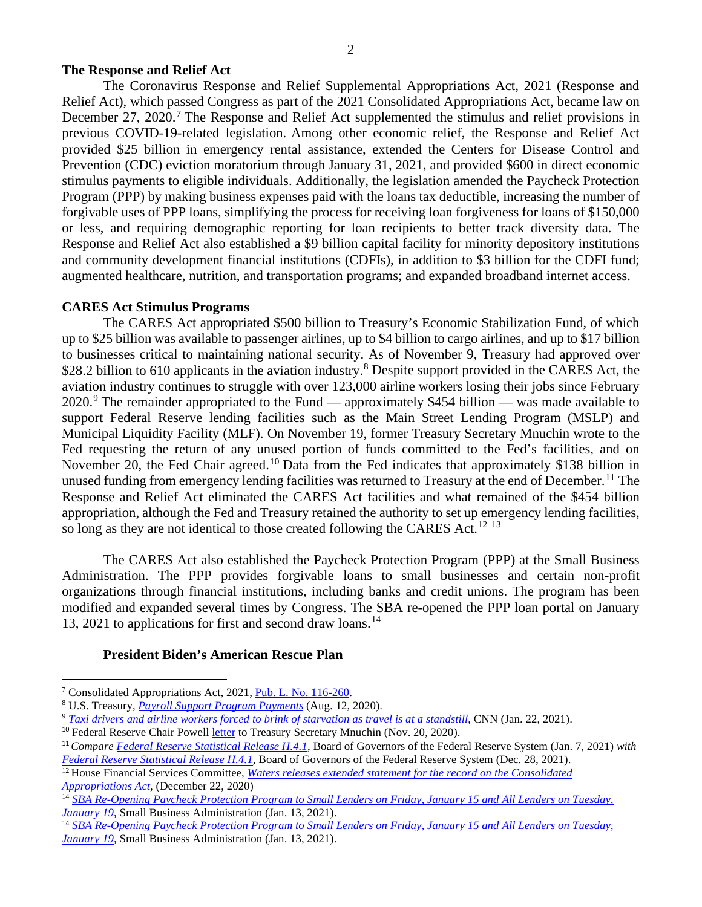**The Response and Relief Act**

The Coronavirus Response and Relief Supplemental Appropriations Act, 2021 (Response and Relief Act), which passed Congress as part of the 2021 Consolidated Appropriations Act, became law on December 27, 2020.[7] The Response and Relief Act supplemented the stimulus and relief provisions in previous COVID-19-related legislation. Among other economic relief, the Response and Relief Act provided $25 billion in emergency rental assistance, extended the Centers for Disease Control and Prevention (CDC) eviction moratorium through January 31, 2021, and provided $600 in direct economic stimulus payments to eligible individuals. Additionally, the legislation amended the Paycheck Protection Program (PPP) by making business expenses paid with the loans tax deductible, increasing the number of forgivable uses of PPP loans, simplifying the process for receiving loan forgiveness for loans of $150,000 or less, and requiring demographic reporting for loan recipients to better track diversity data. The Response and Relief Act also established a $9 billion capital facility for minority depository institutions and community development financial institutions (CDFIs), in addition to $3 billion for the CDFI fund; augmented healthcare, nutrition, and transportation programs; and expanded broadband internet access.

**CARES Act Stimulus Programs**

The CARES Act appropriated $500 billion to Treasury's Economic Stabilization Fund, of which up to $25 billion was available to passenger airlines, up to $4 billion to cargo airlines, and up to $17 billion to businesses critical to maintaining national security. As of November 9, Treasury had approved over $28.2 billion to 610 applicants in the aviation industry.[8] Despite support provided in the CARES Act, the aviation industry continues to struggle with over 123,000 airline workers losing their jobs since February 2020.[9] The remainder appropriated to the Fund — approximately $454 billion — was made available to support Federal Reserve lending facilities such as the Main Street Lending Program (MSLP) and Municipal Liquidity Facility (MLF). On November 19, former Treasury Secretary Mnuchin wrote to the Fed requesting the return of any unused portion of funds committed to the Fed's facilities, and on November 20, the Fed Chair agreed.[10] Data from the Fed indicates that approximately $138 billion in unused funding from emergency lending facilities was returned to Treasury at the end of December.[11] The Response and Relief Act eliminated the CARES Act facilities and what remained of the $454 billion appropriation, although the Fed and Treasury retained the authority to set up emergency lending facilities, so long as they are not identical to those created following the CARES Act.[12] [13]

The CARES Act also established the Paycheck Protection Program (PPP) at the Small Business Administration. The PPP provides forgivable loans to small businesses and certain non-profit organizations through financial institutions, including banks and credit unions. The program has been modified and expanded several times by Congress. The SBA re-opened the PPP loan portal on January 13, 2021 to applications for first and second draw loans.[14]

**President Biden's American Rescue Plan**

---

[7] Consolidated Appropriations Act, 2021, Pub. L. No. 116-260.

[8] U.S. Treasury, *Payroll Support Program Payments* (Aug. 12, 2020).

[9] *Taxi drivers and airline workers forced to brink of starvation as travel is at a standstill*, CNN (Jan. 22, 2021).

[10] Federal Reserve Chair Powell letter to Treasury Secretary Mnuchin (Nov. 20, 2020).

[11] *Compare Federal Reserve Statistical Release H.4.1*, Board of Governors of the Federal Reserve System (Jan. 7, 2021) *with Federal Reserve Statistical Release H.4.1*, Board of Governors of the Federal Reserve System (Dec. 28, 2021).

[12] House Financial Services Committee, *Waters releases extended statement for the record on the Consolidated Appropriations Act*, (December 22, 2020)

[14] *SBA Re-Opening Paycheck Protection Program to Small Lenders on Friday, January 15 and All Lenders on Tuesday, January 19*, Small Business Administration (Jan. 13, 2021).

[14] *SBA Re-Opening Paycheck Protection Program to Small Lenders on Friday, January 15 and All Lenders on Tuesday, January 19*, Small Business Administration (Jan. 13, 2021).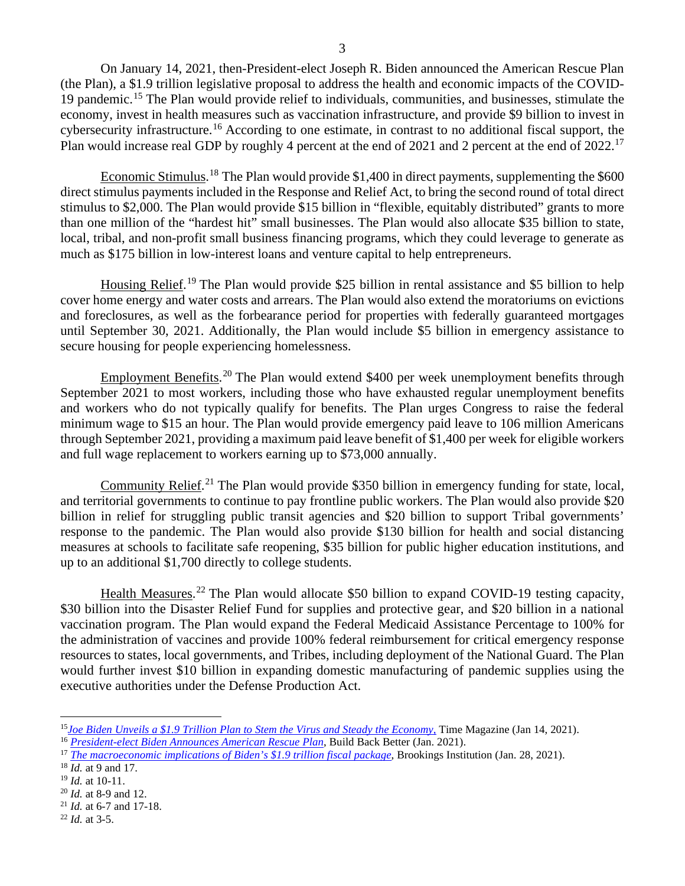On January 14, 2021, then-President-elect Joseph R. Biden announced the American Rescue Plan (the Plan), a $1.9 trillion legislative proposal to address the health and economic impacts of the COVID-19 pandemic.[15] The Plan would provide relief to individuals, communities, and businesses, stimulate the economy, invest in health measures such as vaccination infrastructure, and provide $9 billion to invest in cybersecurity infrastructure.[16] According to one estimate, in contrast to no additional fiscal support, the Plan would increase real GDP by roughly 4 percent at the end of 2021 and 2 percent at the end of 2022.[17]

Economic Stimulus.[18] The Plan would provide $1,400 in direct payments, supplementing the $600 direct stimulus payments included in the Response and Relief Act, to bring the second round of total direct stimulus to $2,000. The Plan would provide $15 billion in "flexible, equitably distributed" grants to more than one million of the "hardest hit" small businesses. The Plan would also allocate $35 billion to state, local, tribal, and non-profit small business financing programs, which they could leverage to generate as much as $175 billion in low-interest loans and venture capital to help entrepreneurs.

Housing Relief.[19] The Plan would provide $25 billion in rental assistance and $5 billion to help cover home energy and water costs and arrears. The Plan would also extend the moratoriums on evictions and foreclosures, as well as the forbearance period for properties with federally guaranteed mortgages until September 30, 2021. Additionally, the Plan would include $5 billion in emergency assistance to secure housing for people experiencing homelessness.

Employment Benefits.[20] The Plan would extend $400 per week unemployment benefits through September 2021 to most workers, including those who have exhausted regular unemployment benefits and workers who do not typically qualify for benefits. The Plan urges Congress to raise the federal minimum wage to $15 an hour. The Plan would provide emergency paid leave to 106 million Americans through September 2021, providing a maximum paid leave benefit of $1,400 per week for eligible workers and full wage replacement to workers earning up to $73,000 annually.

Community Relief.[21] The Plan would provide $350 billion in emergency funding for state, local, and territorial governments to continue to pay frontline public workers. The Plan would also provide $20 billion in relief for struggling public transit agencies and $20 billion to support Tribal governments' response to the pandemic. The Plan would also provide $130 billion for health and social distancing measures at schools to facilitate safe reopening, $35 billion for public higher education institutions, and up to an additional $1,700 directly to college students.

Health Measures.[22] The Plan would allocate $50 billion to expand COVID-19 testing capacity, $30 billion into the Disaster Relief Fund for supplies and protective gear, and $20 billion in a national vaccination program. The Plan would expand the Federal Medicaid Assistance Percentage to 100% for the administration of vaccines and provide 100% federal reimbursement for critical emergency response resources to states, local governments, and Tribes, including deployment of the National Guard. The Plan would further invest $10 billion in expanding domestic manufacturing of pandemic supplies using the executive authorities under the Defense Production Act.

---

[15] *Joe Biden Unveils a $1.9 Trillion Plan to Stem the Virus and Steady the Economy*, Time Magazine (Jan 14, 2021).
[16] *President-elect Biden Announces American Rescue Plan*, Build Back Better (Jan. 2021).
[17] *The macroeconomic implications of Biden's $1.9 trillion fiscal package*, Brookings Institution (Jan. 28, 2021).
[18] *Id.* at 9 and 17.
[19] *Id.* at 10-11.
[20] *Id.* at 8-9 and 12.
[21] *Id.* at 6-7 and 17-18.
[22] *Id.* at 3-5.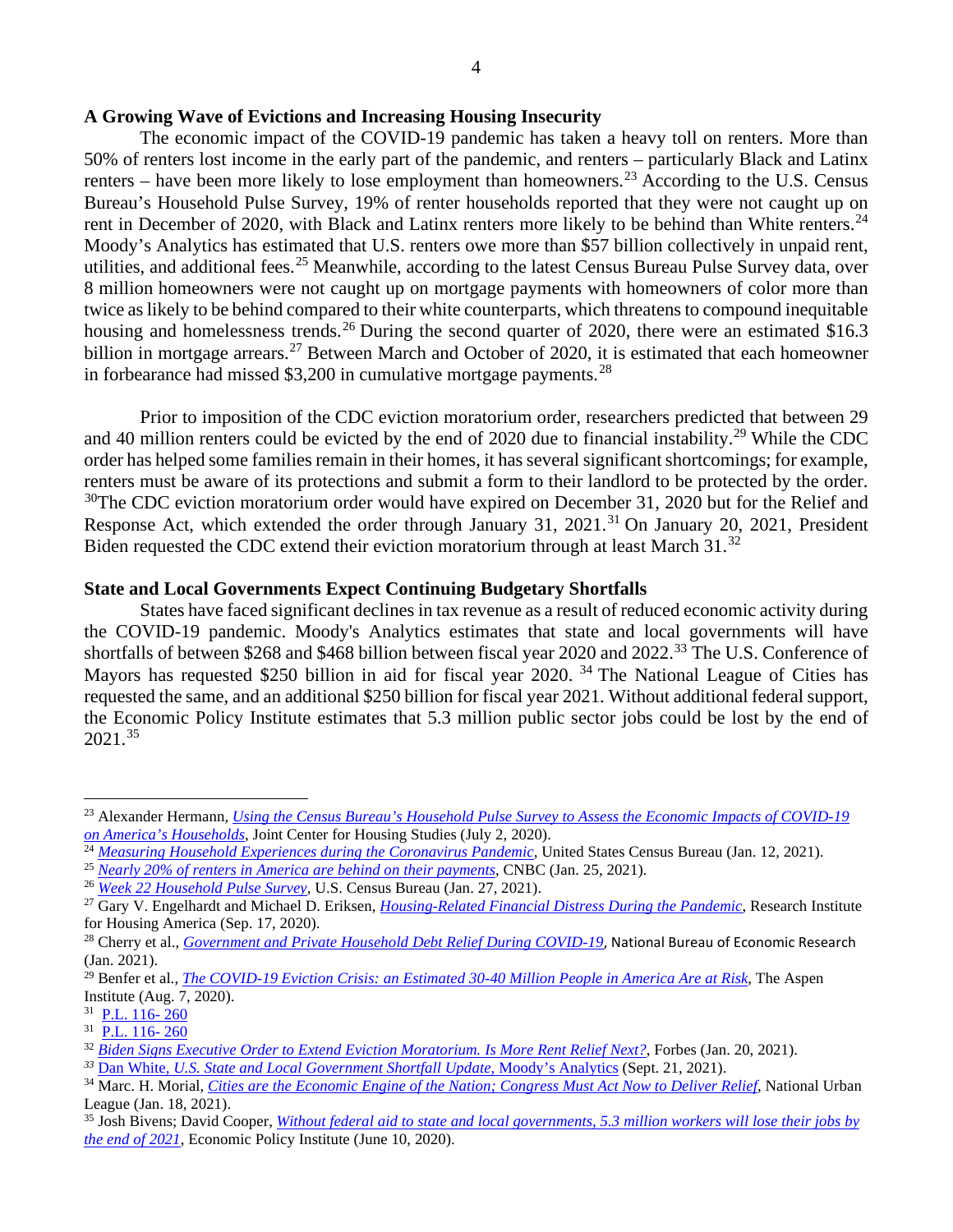**A Growing Wave of Evictions and Increasing Housing Insecurity**

The economic impact of the COVID-19 pandemic has taken a heavy toll on renters. More than 50% of renters lost income in the early part of the pandemic, and renters – particularly Black and Latinx renters – have been more likely to lose employment than homeowners.[23] According to the U.S. Census Bureau's Household Pulse Survey, 19% of renter households reported that they were not caught up on rent in December of 2020, with Black and Latinx renters more likely to be behind than White renters.[24] Moody's Analytics has estimated that U.S. renters owe more than $57 billion collectively in unpaid rent, utilities, and additional fees.[25] Meanwhile, according to the latest Census Bureau Pulse Survey data, over 8 million homeowners were not caught up on mortgage payments with homeowners of color more than twice as likely to be behind compared to their white counterparts, which threatens to compound inequitable housing and homelessness trends.[26] During the second quarter of 2020, there were an estimated $16.3 billion in mortgage arrears.[27] Between March and October of 2020, it is estimated that each homeowner in forbearance had missed $3,200 in cumulative mortgage payments.[28]

Prior to imposition of the CDC eviction moratorium order, researchers predicted that between 29 and 40 million renters could be evicted by the end of 2020 due to financial instability.[29] While the CDC order has helped some families remain in their homes, it has several significant shortcomings; for example, renters must be aware of its protections and submit a form to their landlord to be protected by the order. [30]The CDC eviction moratorium order would have expired on December 31, 2020 but for the Relief and Response Act, which extended the order through January 31, 2021.[31] On January 20, 2021, President Biden requested the CDC extend their eviction moratorium through at least March 31.[32]

**State and Local Governments Expect Continuing Budgetary Shortfalls**

States have faced significant declines in tax revenue as a result of reduced economic activity during the COVID-19 pandemic. Moody's Analytics estimates that state and local governments will have shortfalls of between $268 and $468 billion between fiscal year 2020 and 2022.[33] The U.S. Conference of Mayors has requested $250 billion in aid for fiscal year 2020. [34] The National League of Cities has requested the same, and an additional $250 billion for fiscal year 2021. Without additional federal support, the Economic Policy Institute estimates that 5.3 million public sector jobs could be lost by the end of 2021.[35]

---

[23] Alexander Hermann, *Using the Census Bureau's Household Pulse Survey to Assess the Economic Impacts of COVID-19 on America's Households*, Joint Center for Housing Studies (July 2, 2020).

[24] *Measuring Household Experiences during the Coronavirus Pandemic*, United States Census Bureau (Jan. 12, 2021).

[25] *Nearly 20% of renters in America are behind on their payments*, CNBC (Jan. 25, 2021).

[26] *Week 22 Household Pulse Survey*, U.S. Census Bureau (Jan. 27, 2021).

[27] Gary V. Engelhardt and Michael D. Eriksen, *Housing-Related Financial Distress During the Pandemic*, Research Institute for Housing America (Sep. 17, 2020).

[28] Cherry et al., *Government and Private Household Debt Relief During COVID-19*, National Bureau of Economic Research (Jan. 2021).

[29] Benfer et al., *The COVID-19 Eviction Crisis: an Estimated 30-40 Million People in America Are at Risk*, The Aspen Institute (Aug. 7, 2020).

[31] P.L. 116- 260

[31] P.L. 116- 260

[32] *Biden Signs Executive Order to Extend Eviction Moratorium. Is More Rent Relief Next?*, Forbes (Jan. 20, 2021).

[33] Dan White, *U.S. State and Local Government Shortfall Update*, Moody's Analytics (Sept. 21, 2021).

[34] Marc. H. Morial, *Cities are the Economic Engine of the Nation; Congress Must Act Now to Deliver Relief*, National Urban League (Jan. 18, 2021).

[35] Josh Bivens; David Cooper, *Without federal aid to state and local governments, 5.3 million workers will lose their jobs by the end of 2021*, Economic Policy Institute (June 10, 2020).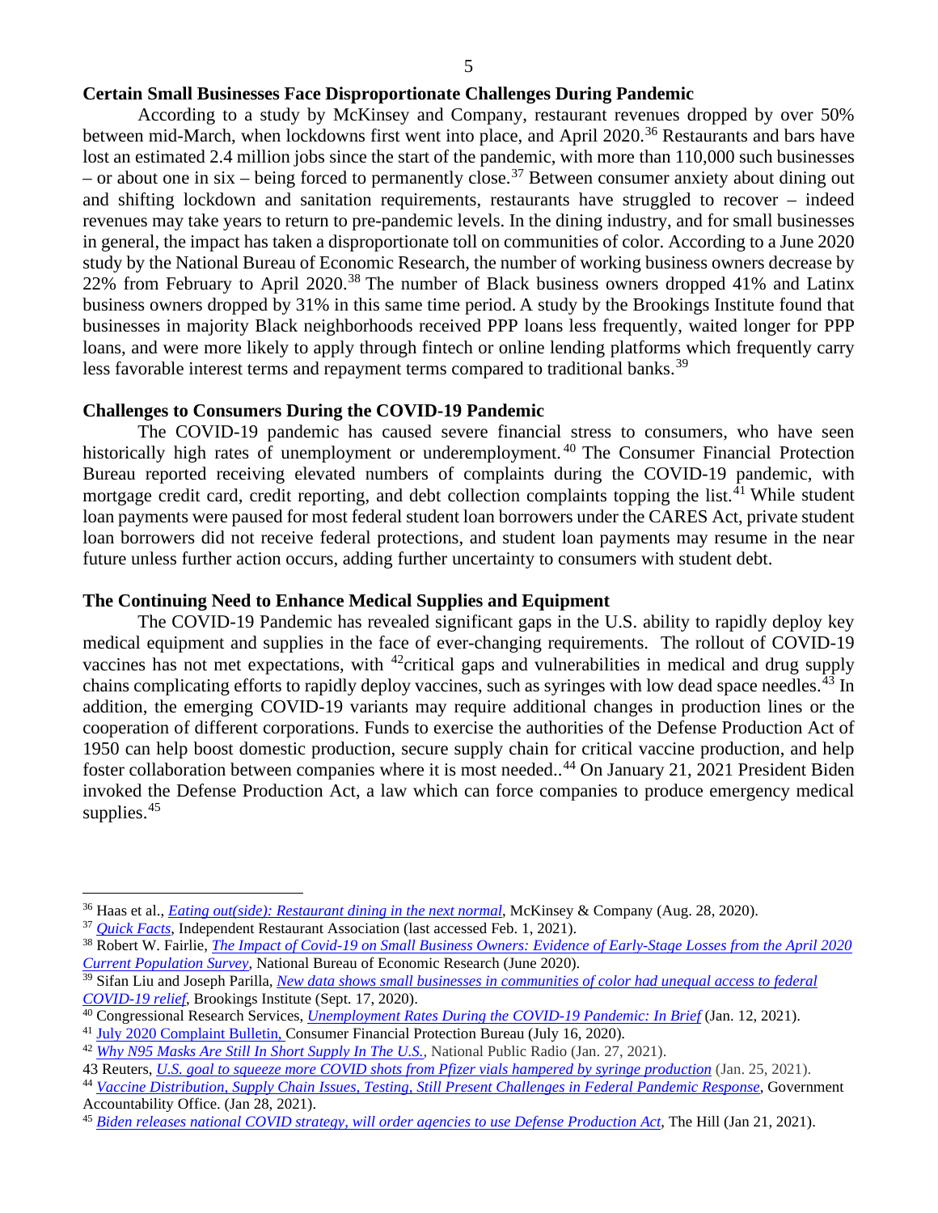**Certain Small Businesses Face Disproportionate Challenges During Pandemic**

According to a study by McKinsey and Company, restaurant revenues dropped by over 50% between mid-March, when lockdowns first went into place, and April 2020.[36] Restaurants and bars have lost an estimated 2.4 million jobs since the start of the pandemic, with more than 110,000 such businesses – or about one in six – being forced to permanently close.[37] Between consumer anxiety about dining out and shifting lockdown and sanitation requirements, restaurants have struggled to recover – indeed revenues may take years to return to pre-pandemic levels. In the dining industry, and for small businesses in general, the impact has taken a disproportionate toll on communities of color. According to a June 2020 study by the National Bureau of Economic Research, the number of working business owners decrease by 22% from February to April 2020.[38] The number of Black business owners dropped 41% and Latinx business owners dropped by 31% in this same time period. A study by the Brookings Institute found that businesses in majority Black neighborhoods received PPP loans less frequently, waited longer for PPP loans, and were more likely to apply through fintech or online lending platforms which frequently carry less favorable interest terms and repayment terms compared to traditional banks.[39]

**Challenges to Consumers During the COVID-19 Pandemic**

The COVID-19 pandemic has caused severe financial stress to consumers, who have seen historically high rates of unemployment or underemployment.[40] The Consumer Financial Protection Bureau reported receiving elevated numbers of complaints during the COVID-19 pandemic, with mortgage credit card, credit reporting, and debt collection complaints topping the list.[41] While student loan payments were paused for most federal student loan borrowers under the CARES Act, private student loan borrowers did not receive federal protections, and student loan payments may resume in the near future unless further action occurs, adding further uncertainty to consumers with student debt.

**The Continuing Need to Enhance Medical Supplies and Equipment**

The COVID-19 Pandemic has revealed significant gaps in the U.S. ability to rapidly deploy key medical equipment and supplies in the face of ever-changing requirements. The rollout of COVID-19 vaccines has not met expectations, with [42]critical gaps and vulnerabilities in medical and drug supply chains complicating efforts to rapidly deploy vaccines, such as syringes with low dead space needles.[43] In addition, the emerging COVID-19 variants may require additional changes in production lines or the cooperation of different corporations. Funds to exercise the authorities of the Defense Production Act of 1950 can help boost domestic production, secure supply chain for critical vaccine production, and help foster collaboration between companies where it is most needed..[44] On January 21, 2021 President Biden invoked the Defense Production Act, a law which can force companies to produce emergency medical supplies.[45]

---

[36] Haas et al., *Eating out(side): Restaurant dining in the next normal*, McKinsey & Company (Aug. 28, 2020).

[37] *Quick Facts*, Independent Restaurant Association (last accessed Feb. 1, 2021).

[38] Robert W. Fairlie, *The Impact of Covid-19 on Small Business Owners: Evidence of Early-Stage Losses from the April 2020 Current Population Survey*, National Bureau of Economic Research (June 2020).

[39] Sifan Liu and Joseph Parilla, *New data shows small businesses in communities of color had unequal access to federal COVID-19 relief*, Brookings Institute (Sept. 17, 2020).

[40] Congressional Research Services, *Unemployment Rates During the COVID-19 Pandemic: In Brief* (Jan. 12, 2021).

[41] July 2020 Complaint Bulletin, Consumer Financial Protection Bureau (July 16, 2020).

[42] *Why N95 Masks Are Still In Short Supply In The U.S.*, National Public Radio (Jan. 27, 2021).

43 Reuters, *U.S. goal to squeeze more COVID shots from Pfizer vials hampered by syringe production* (Jan. 25, 2021).

[44] *Vaccine Distribution, Supply Chain Issues, Testing, Still Present Challenges in Federal Pandemic Response*, Government Accountability Office. (Jan 28, 2021).

[45] *Biden releases national COVID strategy, will order agencies to use Defense Production Act*, The Hill (Jan 21, 2021).